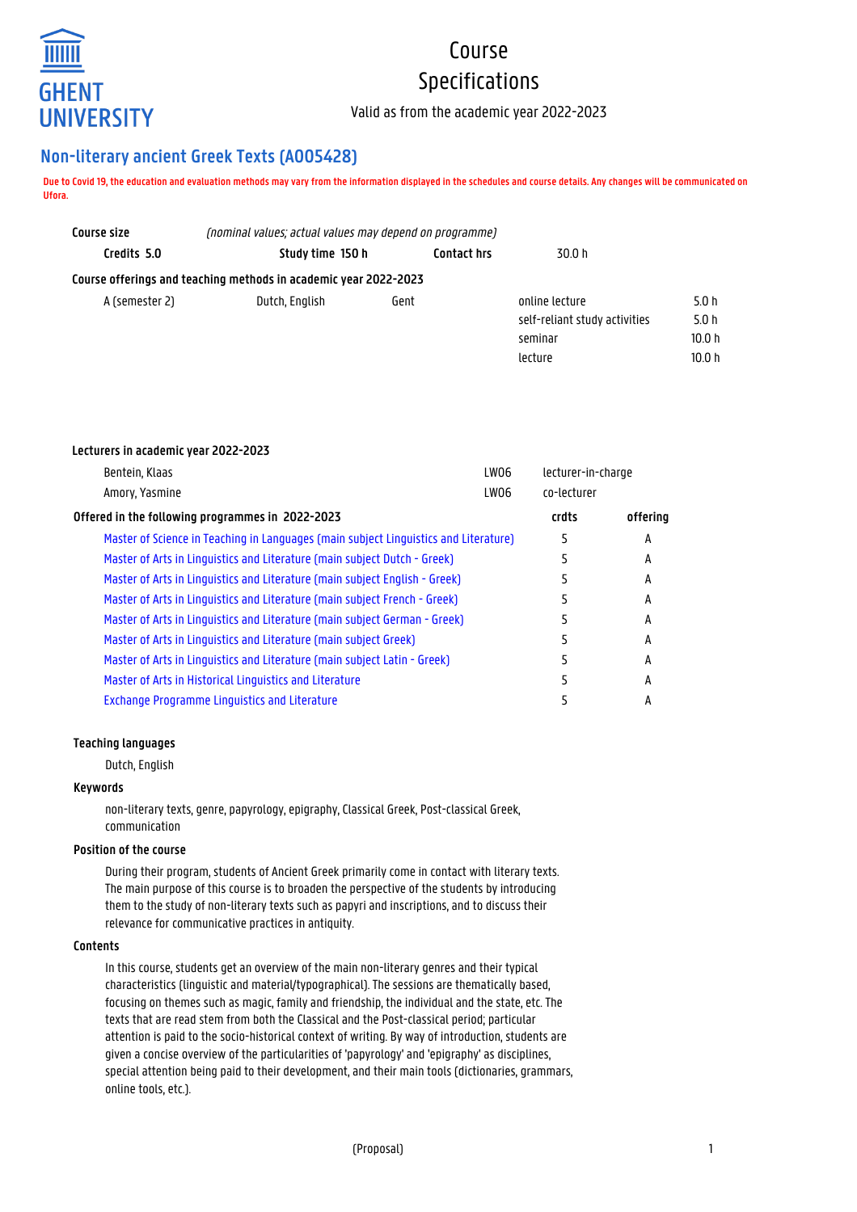# Course Specifications

Valid as from the academic year 2022-2023

## Non-literary ancient Greek Texts (A005428)

**Due to Covid 19, the education and evaluation methods may vary from the information displayed in the schedules and course details. Any changes will be communicated on Ufora.**

**Course size** *(nominal values; actual values may depend on programme)*

| Credits 5.0 | Study time 150 h | Contact hrs | 30.0 h |
|---|---|---|---|

**Course offerings and teaching methods in academic year 2022-2023**

| | | | | |
|---|---|---|---|---|
| A (semester 2) | Dutch, English | Gent | online lecture | 5.0 h |
| | | | self-reliant study activities | 5.0 h |
| | | | seminar | 10.0 h |
| | | | lecture | 10.0 h |

**Lecturers in academic year 2022-2023**

| | | |
|---|---|---|
| Bentein, Klaas | LW06 | lecturer-in-charge |
| Amory, Yasmine | LW06 | co-lecturer |

**Offered in the following programmes in 2022-2023**

| | crdts | offering |
|---|---|---|
| Master of Science in Teaching in Languages (main subject Linguistics and Literature) | 5 | A |
| Master of Arts in Linguistics and Literature (main subject Dutch - Greek) | 5 | A |
| Master of Arts in Linguistics and Literature (main subject English - Greek) | 5 | A |
| Master of Arts in Linguistics and Literature (main subject French - Greek) | 5 | A |
| Master of Arts in Linguistics and Literature (main subject German - Greek) | 5 | A |
| Master of Arts in Linguistics and Literature (main subject Greek) | 5 | A |
| Master of Arts in Linguistics and Literature (main subject Latin - Greek) | 5 | A |
| Master of Arts in Historical Linguistics and Literature | 5 | A |
| Exchange Programme Linguistics and Literature | 5 | A |

### Teaching languages

Dutch, English

### Keywords

non-literary texts, genre, papyrology, epigraphy, Classical Greek, Post-classical Greek, communication

### Position of the course

During their program, students of Ancient Greek primarily come in contact with literary texts. The main purpose of this course is to broaden the perspective of the students by introducing them to the study of non-literary texts such as papyri and inscriptions, and to discuss their relevance for communicative practices in antiquity.

### Contents

In this course, students get an overview of the main non-literary genres and their typical characteristics (linguistic and material/typographical). The sessions are thematically based, focusing on themes such as magic, family and friendship, the individual and the state, etc. The texts that are read stem from both the Classical and the Post-classical period; particular attention is paid to the socio-historical context of writing. By way of introduction, students are given a concise overview of the particularities of 'papyrology' and 'epigraphy' as disciplines, special attention being paid to their development, and their main tools (dictionaries, grammars, online tools, etc.).

(Proposal)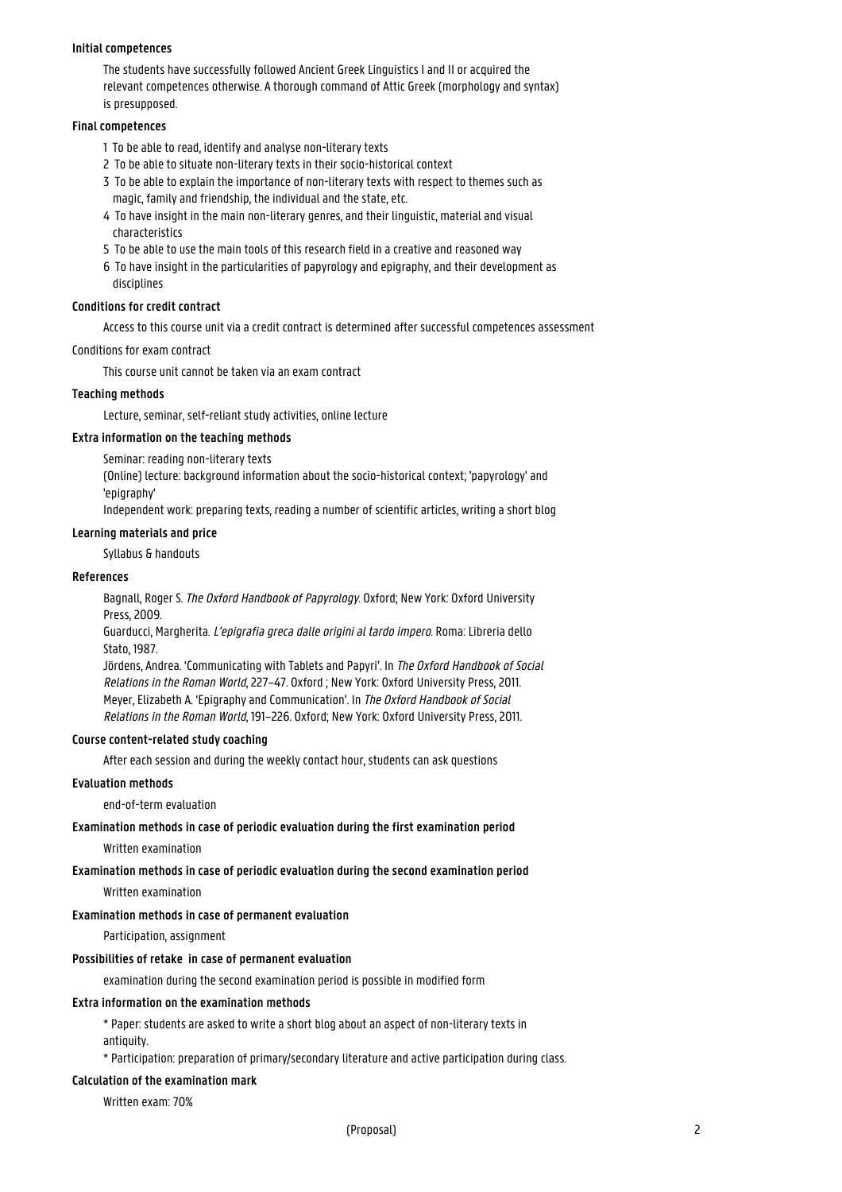**Initial competences**

The students have successfully followed Ancient Greek Linguistics I and II or acquired the relevant competences otherwise. A thorough command of Attic Greek (morphology and syntax) is presupposed.

**Final competences**

1 To be able to read, identify and analyse non-literary texts
2 To be able to situate non-literary texts in their socio-historical context
3 To be able to explain the importance of non-literary texts with respect to themes such as magic, family and friendship, the individual and the state, etc.
4 To have insight in the main non-literary genres, and their linguistic, material and visual characteristics
5 To be able to use the main tools of this research field in a creative and reasoned way
6 To have insight in the particularities of papyrology and epigraphy, and their development as disciplines

**Conditions for credit contract**

Access to this course unit via a credit contract is determined after successful competences assessment

Conditions for exam contract

This course unit cannot be taken via an exam contract

**Teaching methods**

Lecture, seminar, self-reliant study activities, online lecture

**Extra information on the teaching methods**

Seminar: reading non-literary texts
(Online) lecture: background information about the socio-historical context; 'papyrology' and 'epigraphy'
Independent work: preparing texts, reading a number of scientific articles, writing a short blog

**Learning materials and price**

Syllabus & handouts

**References**

Bagnall, Roger S. *The Oxford Handbook of Papyrology*. Oxford; New York: Oxford University Press, 2009.
Guarducci, Margherita. *L'epigrafia greca dalle origini al tardo impero*. Roma: Libreria dello Stato, 1987.
Jördens, Andrea. 'Communicating with Tablets and Papyri'. In *The Oxford Handbook of Social Relations in the Roman World*, 227–47. Oxford ; New York: Oxford University Press, 2011.
Meyer, Elizabeth A. 'Epigraphy and Communication'. In *The Oxford Handbook of Social Relations in the Roman World*, 191–226. Oxford; New York: Oxford University Press, 2011.

**Course content-related study coaching**

After each session and during the weekly contact hour, students can ask questions

**Evaluation methods**

end-of-term evaluation

**Examination methods in case of periodic evaluation during the first examination period**

Written examination

**Examination methods in case of periodic evaluation during the second examination period**

Written examination

**Examination methods in case of permanent evaluation**

Participation, assignment

**Possibilities of retake in case of permanent evaluation**

examination during the second examination period is possible in modified form

**Extra information on the examination methods**

* Paper: students are asked to write a short blog about an aspect of non-literary texts in antiquity.
* Participation: preparation of primary/secondary literature and active participation during class.

**Calculation of the examination mark**

Written exam: 70%

(Proposal)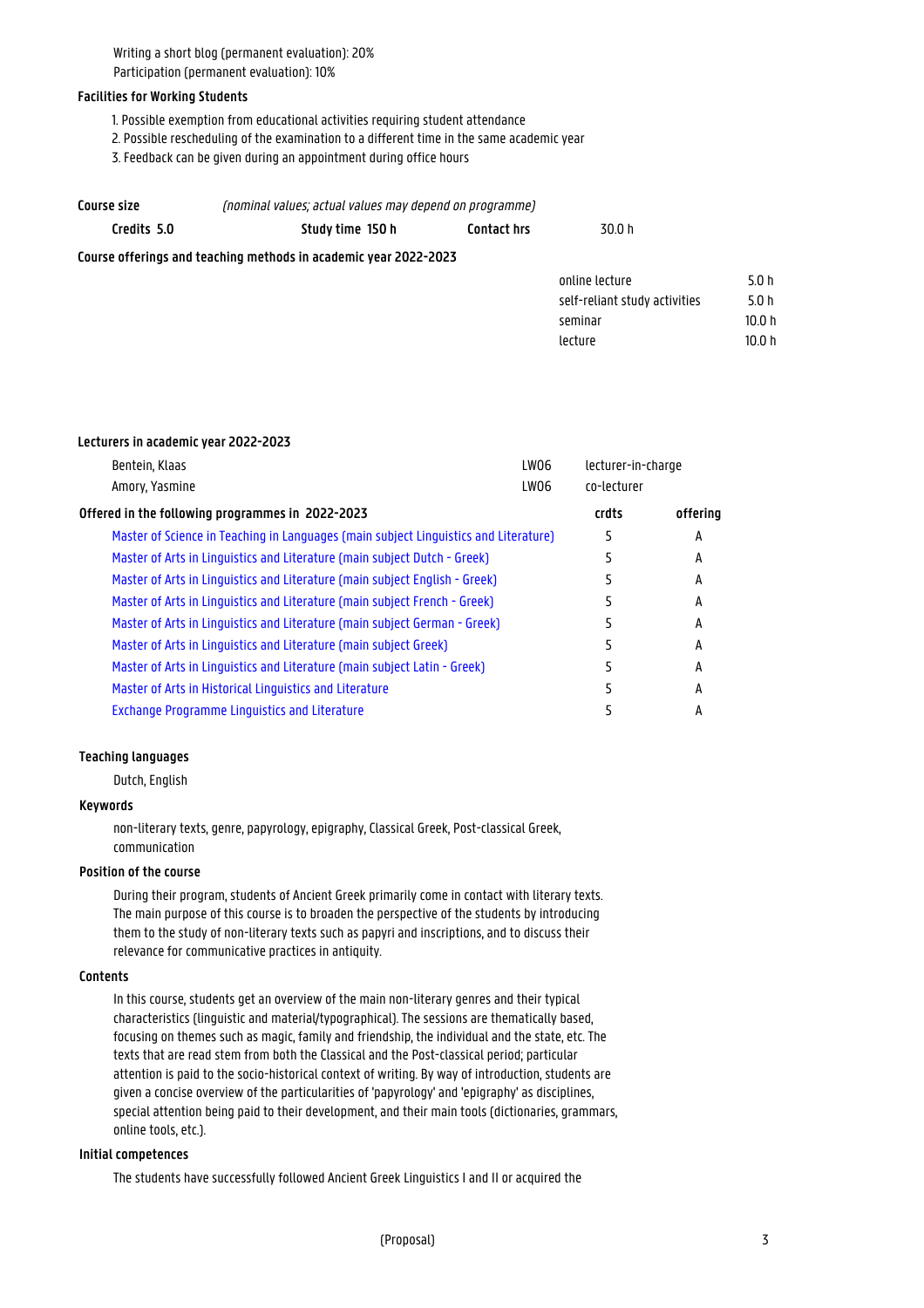Writing a short blog (permanent evaluation): 20%
Participation (permanent evaluation): 10%

### Facilities for Working Students

1. Possible exemption from educational activities requiring student attendance
2. Possible rescheduling of the examination to a different time in the same academic year
3. Feedback can be given during an appointment during office hours

### Course size

*(nominal values; actual values may depend on programme)*

| Credits 5.0 | Study time 150 h | Contact hrs | 30.0 h |
|---|---|---|---|

### Course offerings and teaching methods in academic year 2022-2023

| | |
|---|---|
| online lecture | 5.0 h |
| self-reliant study activities | 5.0 h |
| seminar | 10.0 h |
| lecture | 10.0 h |

### Lecturers in academic year 2022-2023

| | | |
|---|---|---|
| Bentein, Klaas | LW06 | lecturer-in-charge |
| Amory, Yasmine | LW06 | co-lecturer |

### Offered in the following programmes in 2022-2023

| | crdts | offering |
|---|---|---|
| Master of Science in Teaching in Languages (main subject Linguistics and Literature) | 5 | A |
| Master of Arts in Linguistics and Literature (main subject Dutch - Greek) | 5 | A |
| Master of Arts in Linguistics and Literature (main subject English - Greek) | 5 | A |
| Master of Arts in Linguistics and Literature (main subject French - Greek) | 5 | A |
| Master of Arts in Linguistics and Literature (main subject German - Greek) | 5 | A |
| Master of Arts in Linguistics and Literature (main subject Greek) | 5 | A |
| Master of Arts in Linguistics and Literature (main subject Latin - Greek) | 5 | A |
| Master of Arts in Historical Linguistics and Literature | 5 | A |
| Exchange Programme Linguistics and Literature | 5 | A |

### Teaching languages

Dutch, English

### Keywords

non-literary texts, genre, papyrology, epigraphy, Classical Greek, Post-classical Greek, communication

### Position of the course

During their program, students of Ancient Greek primarily come in contact with literary texts. The main purpose of this course is to broaden the perspective of the students by introducing them to the study of non-literary texts such as papyri and inscriptions, and to discuss their relevance for communicative practices in antiquity.

### Contents

In this course, students get an overview of the main non-literary genres and their typical characteristics (linguistic and material/typographical). The sessions are thematically based, focusing on themes such as magic, family and friendship, the individual and the state, etc. The texts that are read stem from both the Classical and the Post-classical period; particular attention is paid to the socio-historical context of writing. By way of introduction, students are given a concise overview of the particularities of 'papyrology' and 'epigraphy' as disciplines, special attention being paid to their development, and their main tools (dictionaries, grammars, online tools, etc.).

### Initial competences

The students have successfully followed Ancient Greek Linguistics I and II or acquired the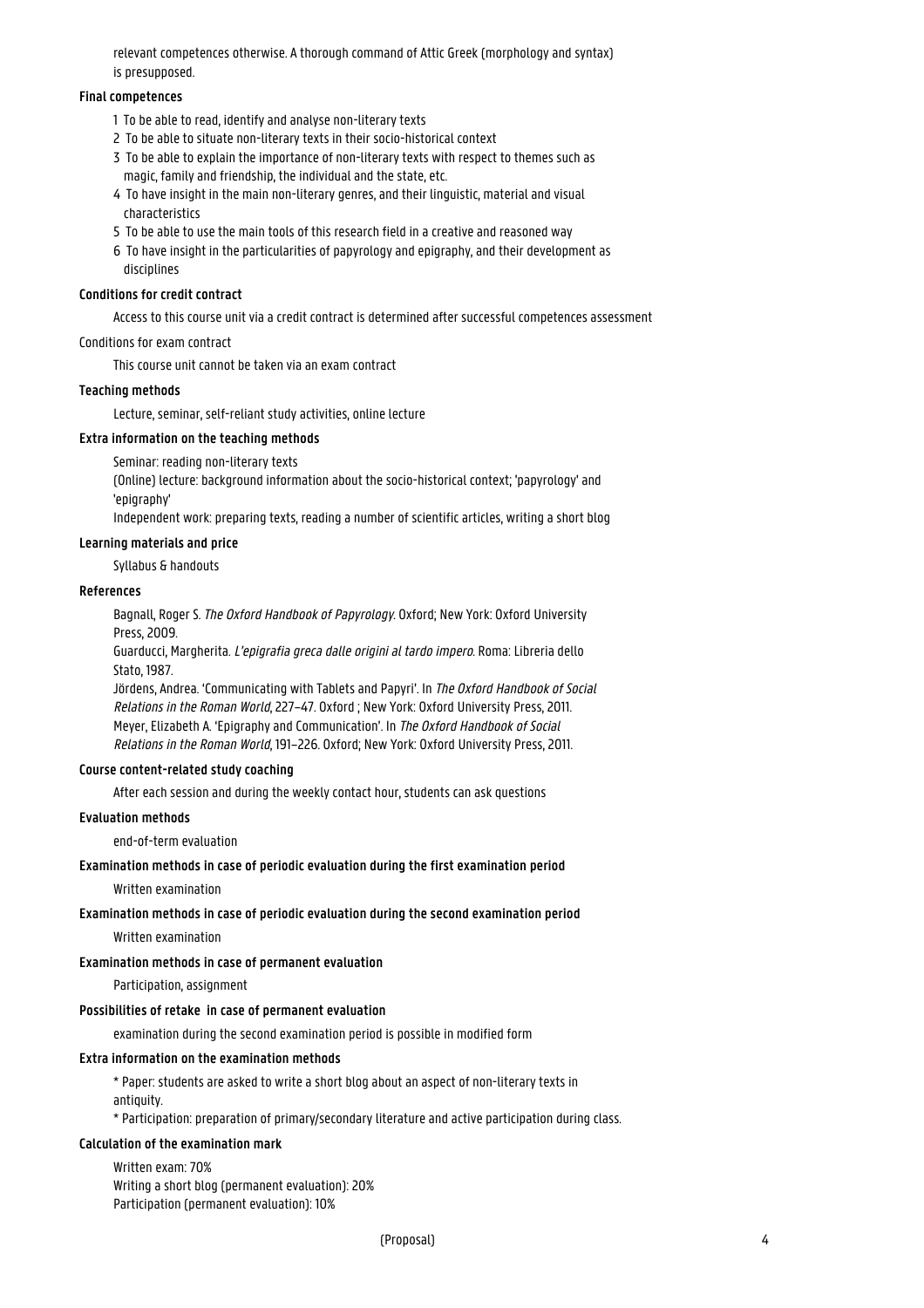relevant competences otherwise. A thorough command of Attic Greek (morphology and syntax) is presupposed.

**Final competences**

1 To be able to read, identify and analyse non-literary texts
2 To be able to situate non-literary texts in their socio-historical context
3 To be able to explain the importance of non-literary texts with respect to themes such as magic, family and friendship, the individual and the state, etc.
4 To have insight in the main non-literary genres, and their linguistic, material and visual characteristics
5 To be able to use the main tools of this research field in a creative and reasoned way
6 To have insight in the particularities of papyrology and epigraphy, and their development as disciplines

**Conditions for credit contract**

Access to this course unit via a credit contract is determined after successful competences assessment

Conditions for exam contract

This course unit cannot be taken via an exam contract

**Teaching methods**

Lecture, seminar, self-reliant study activities, online lecture

**Extra information on the teaching methods**

Seminar: reading non-literary texts
(Online) lecture: background information about the socio-historical context; 'papyrology' and 'epigraphy'
Independent work: preparing texts, reading a number of scientific articles, writing a short blog

**Learning materials and price**

Syllabus & handouts

**References**

Bagnall, Roger S. *The Oxford Handbook of Papyrology*. Oxford; New York: Oxford University Press, 2009.
Guarducci, Margherita. *L'epigrafia greca dalle origini al tardo impero*. Roma: Libreria dello Stato, 1987.
Jördens, Andrea. 'Communicating with Tablets and Papyri'. In *The Oxford Handbook of Social Relations in the Roman World*, 227–47. Oxford ; New York: Oxford University Press, 2011.
Meyer, Elizabeth A. 'Epigraphy and Communication'. In *The Oxford Handbook of Social Relations in the Roman World*, 191–226. Oxford; New York: Oxford University Press, 2011.

**Course content-related study coaching**

After each session and during the weekly contact hour, students can ask questions

**Evaluation methods**

end-of-term evaluation

**Examination methods in case of periodic evaluation during the first examination period**

Written examination

**Examination methods in case of periodic evaluation during the second examination period**

Written examination

**Examination methods in case of permanent evaluation**

Participation, assignment

**Possibilities of retake in case of permanent evaluation**

examination during the second examination period is possible in modified form

**Extra information on the examination methods**

* Paper: students are asked to write a short blog about an aspect of non-literary texts in antiquity.
* Participation: preparation of primary/secondary literature and active participation during class.

**Calculation of the examination mark**

Written exam: 70%
Writing a short blog (permanent evaluation): 20%
Participation (permanent evaluation): 10%

(Proposal)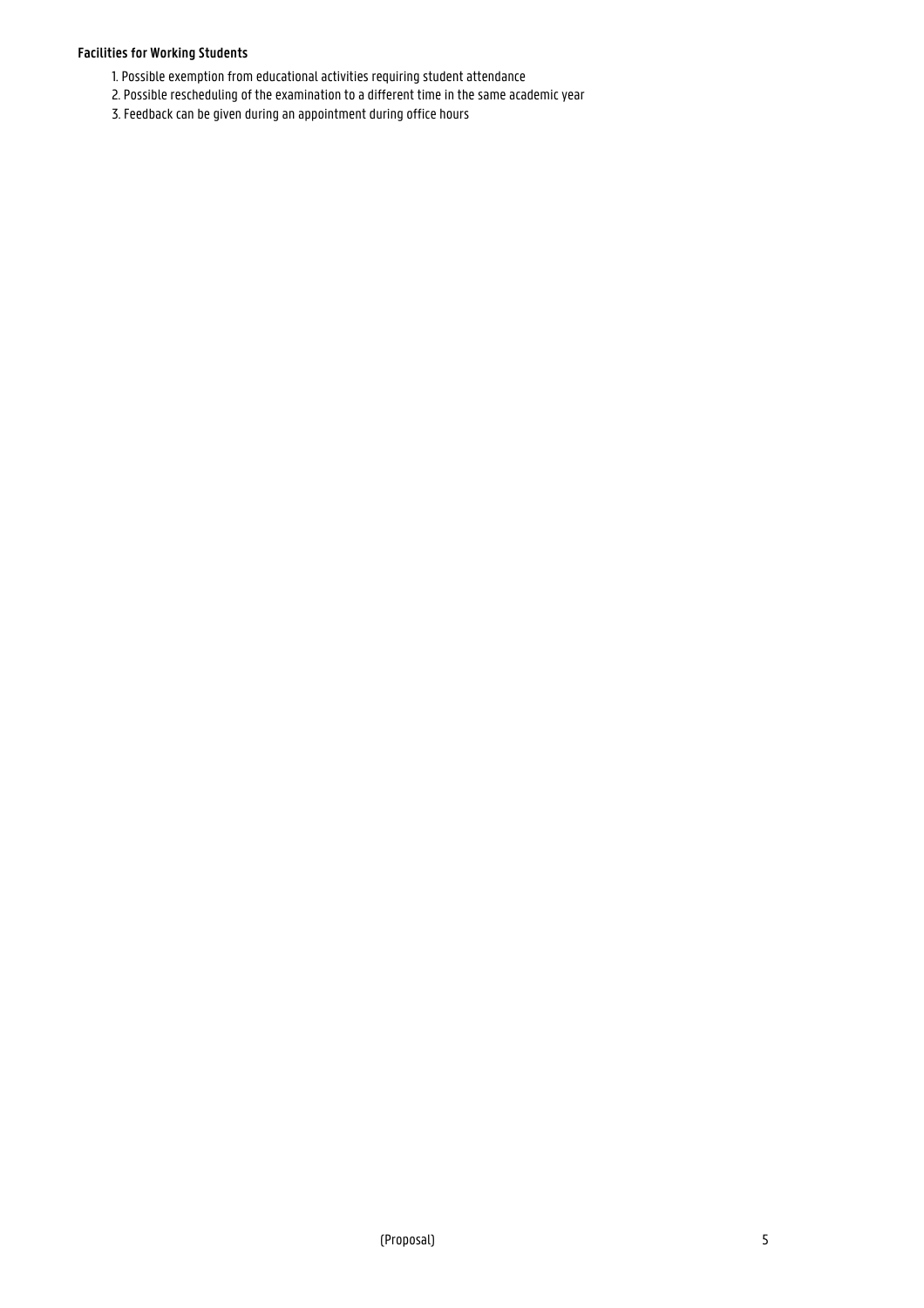**Facilities for Working Students**

1. Possible exemption from educational activities requiring student attendance
2. Possible rescheduling of the examination to a different time in the same academic year
3. Feedback can be given during an appointment during office hours

(Proposal)